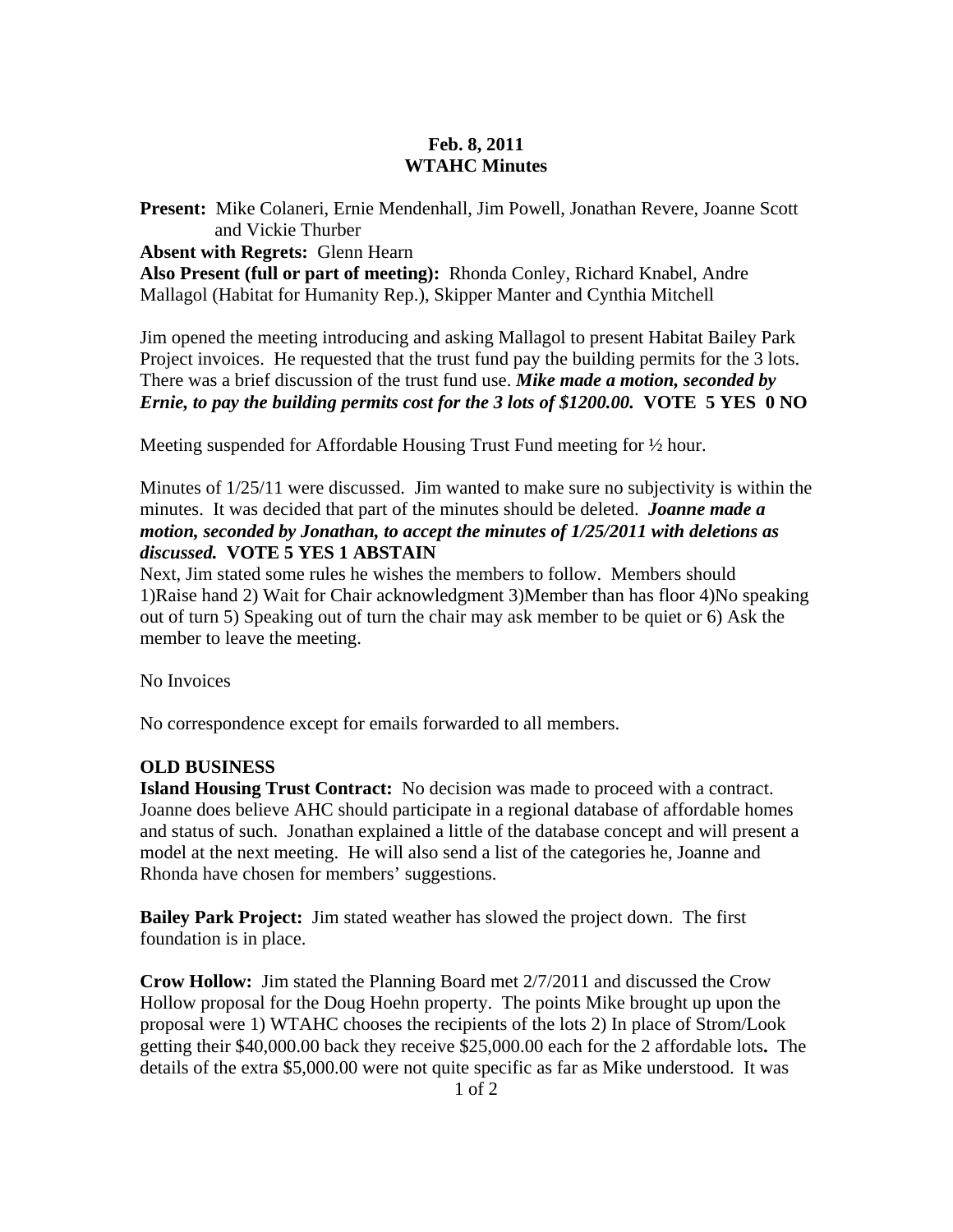**Feb. 8, 2011**
**WTAHC Minutes**

**Present:** Mike Colaneri, Ernie Mendenhall, Jim Powell, Jonathan Revere, Joanne Scott and Vickie Thurber
**Absent with Regrets:** Glenn Hearn
**Also Present (full or part of meeting):** Rhonda Conley, Richard Knabel, Andre Mallagol (Habitat for Humanity Rep.), Skipper Manter and Cynthia Mitchell

Jim opened the meeting introducing and asking Mallagol to present Habitat Bailey Park Project invoices. He requested that the trust fund pay the building permits for the 3 lots. There was a brief discussion of the trust fund use. ***Mike made a motion, seconded by Ernie, to pay the building permits cost for the 3 lots of $1200.00.*** **VOTE 5 YES 0 NO**

Meeting suspended for Affordable Housing Trust Fund meeting for ½ hour.

Minutes of 1/25/11 were discussed. Jim wanted to make sure no subjectivity is within the minutes. It was decided that part of the minutes should be deleted. ***Joanne made a motion, seconded by Jonathan, to accept the minutes of 1/25/2011 with deletions as discussed.*** **VOTE 5 YES 1 ABSTAIN**

Next, Jim stated some rules he wishes the members to follow. Members should 1)Raise hand 2) Wait for Chair acknowledgment 3)Member than has floor 4)No speaking out of turn 5) Speaking out of turn the chair may ask member to be quiet or 6) Ask the member to leave the meeting.

No Invoices

No correspondence except for emails forwarded to all members.

**OLD BUSINESS**

**Island Housing Trust Contract:** No decision was made to proceed with a contract. Joanne does believe AHC should participate in a regional database of affordable homes and status of such. Jonathan explained a little of the database concept and will present a model at the next meeting. He will also send a list of the categories he, Joanne and Rhonda have chosen for members' suggestions.

**Bailey Park Project:** Jim stated weather has slowed the project down. The first foundation is in place.

**Crow Hollow:** Jim stated the Planning Board met 2/7/2011 and discussed the Crow Hollow proposal for the Doug Hoehn property. The points Mike brought up upon the proposal were 1) WTAHC chooses the recipients of the lots 2) In place of Strom/Look getting their $40,000.00 back they receive $25,000.00 each for the 2 affordable lots**.** The details of the extra $5,000.00 were not quite specific as far as Mike understood. It was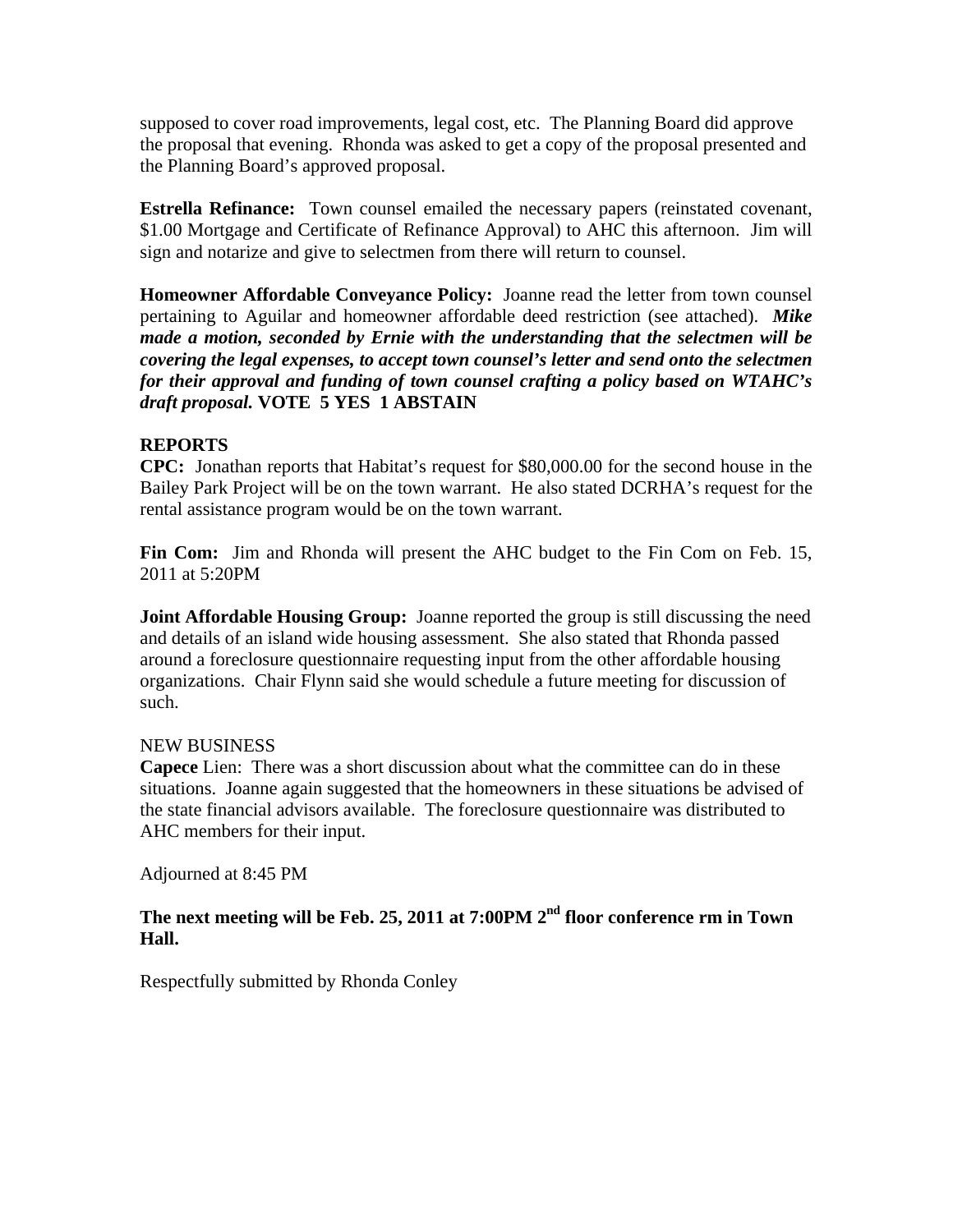supposed to cover road improvements, legal cost, etc. The Planning Board did approve the proposal that evening. Rhonda was asked to get a copy of the proposal presented and the Planning Board's approved proposal.

**Estrella Refinance:** Town counsel emailed the necessary papers (reinstated covenant, $1.00 Mortgage and Certificate of Refinance Approval) to AHC this afternoon. Jim will sign and notarize and give to selectmen from there will return to counsel.

**Homeowner Affordable Conveyance Policy:** Joanne read the letter from town counsel pertaining to Aguilar and homeowner affordable deed restriction (see attached). ***Mike made a motion, seconded by Ernie with the understanding that the selectmen will be covering the legal expenses, to accept town counsel's letter and send onto the selectmen for their approval and funding of town counsel crafting a policy based on WTAHC's draft proposal.*** **VOTE 5 YES 1 ABSTAIN**

**REPORTS**

**CPC:** Jonathan reports that Habitat's request for $80,000.00 for the second house in the Bailey Park Project will be on the town warrant. He also stated DCRHA's request for the rental assistance program would be on the town warrant.

**Fin Com:** Jim and Rhonda will present the AHC budget to the Fin Com on Feb. 15, 2011 at 5:20PM

**Joint Affordable Housing Group:** Joanne reported the group is still discussing the need and details of an island wide housing assessment. She also stated that Rhonda passed around a foreclosure questionnaire requesting input from the other affordable housing organizations. Chair Flynn said she would schedule a future meeting for discussion of such.

NEW BUSINESS

**Capece** Lien: There was a short discussion about what the committee can do in these situations. Joanne again suggested that the homeowners in these situations be advised of the state financial advisors available. The foreclosure questionnaire was distributed to AHC members for their input.

Adjourned at 8:45 PM

**The next meeting will be Feb. 25, 2011 at 7:00PM 2nd floor conference rm in Town Hall.**

Respectfully submitted by Rhonda Conley